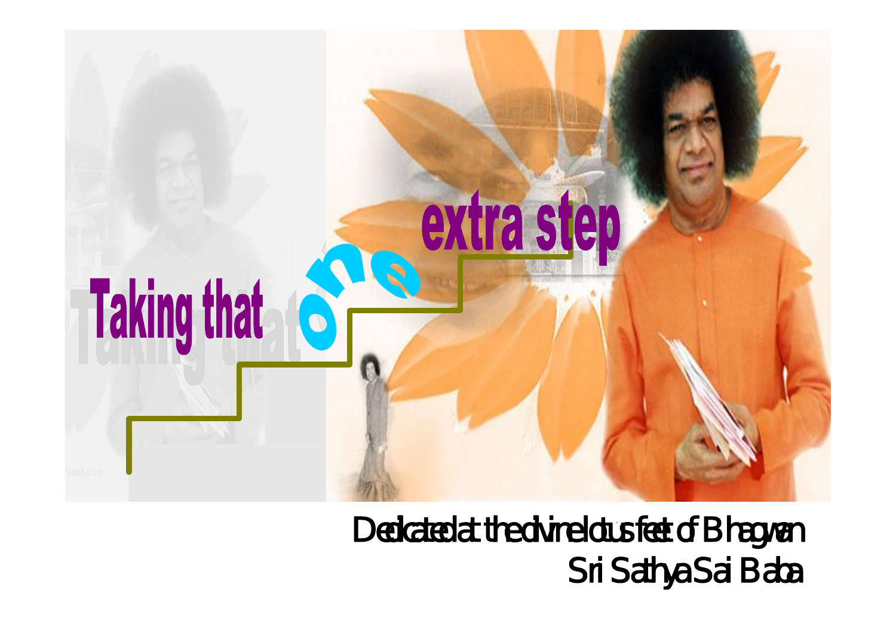# Taking that one extra step

Dedicated at the divine lotus feet of Bhagwan Sri Sathya Sai Baba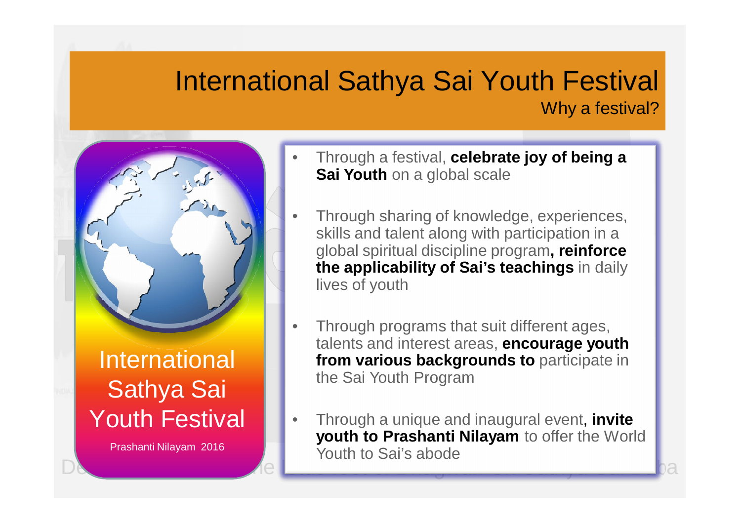# International Sathya Sai Youth Festival

## Why a festival?

International Sathya Sai Youth Festival

Prashanti Nilayam 2016

- Through a festival, **celebrate joy of being a Sai Youth** on a global scale
- Through sharing of knowledge, experiences, skills and talent along with participation in a global spiritual discipline program**, reinforce the applicability of Sai's teachings** in daily lives of youth
- Through programs that suit different ages, talents and interest areas, **encourage youth from various backgrounds to** participate in the Sai Youth Program
- Through a unique and inaugural event, **invite youth to Prashanti Nilayam** to offer the World Youth to Sai's abode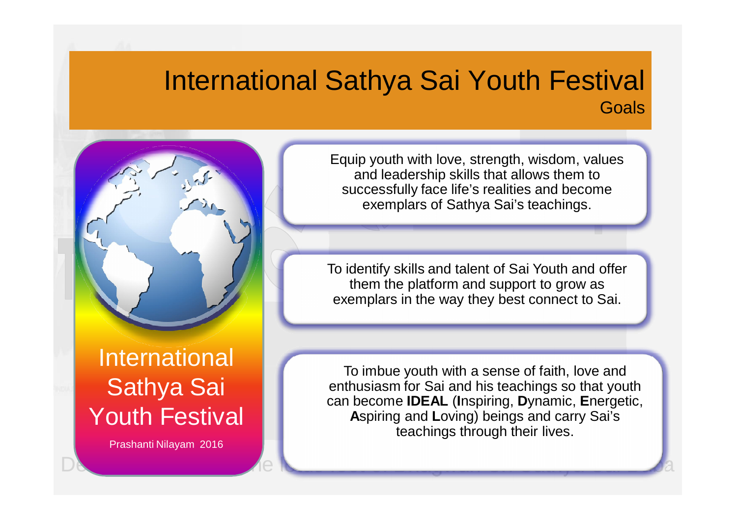# International Sathya Sai Youth Festival

## Goals

International Sathya Sai Youth Festival

Prashanti Nilayam 2016

Equip youth with love, strength, wisdom, values and leadership skills that allows them to successfully face life's realities and become exemplars of Sathya Sai's teachings.

To identify skills and talent of Sai Youth and offer them the platform and support to grow as exemplars in the way they best connect to Sai.

To imbue youth with a sense of faith, love and enthusiasm for Sai and his teachings so that youth can become **IDEAL** (**I**nspiring, **D**ynamic, **E**nergetic, **A**spiring and **L**oving) beings and carry Sai's teachings through their lives.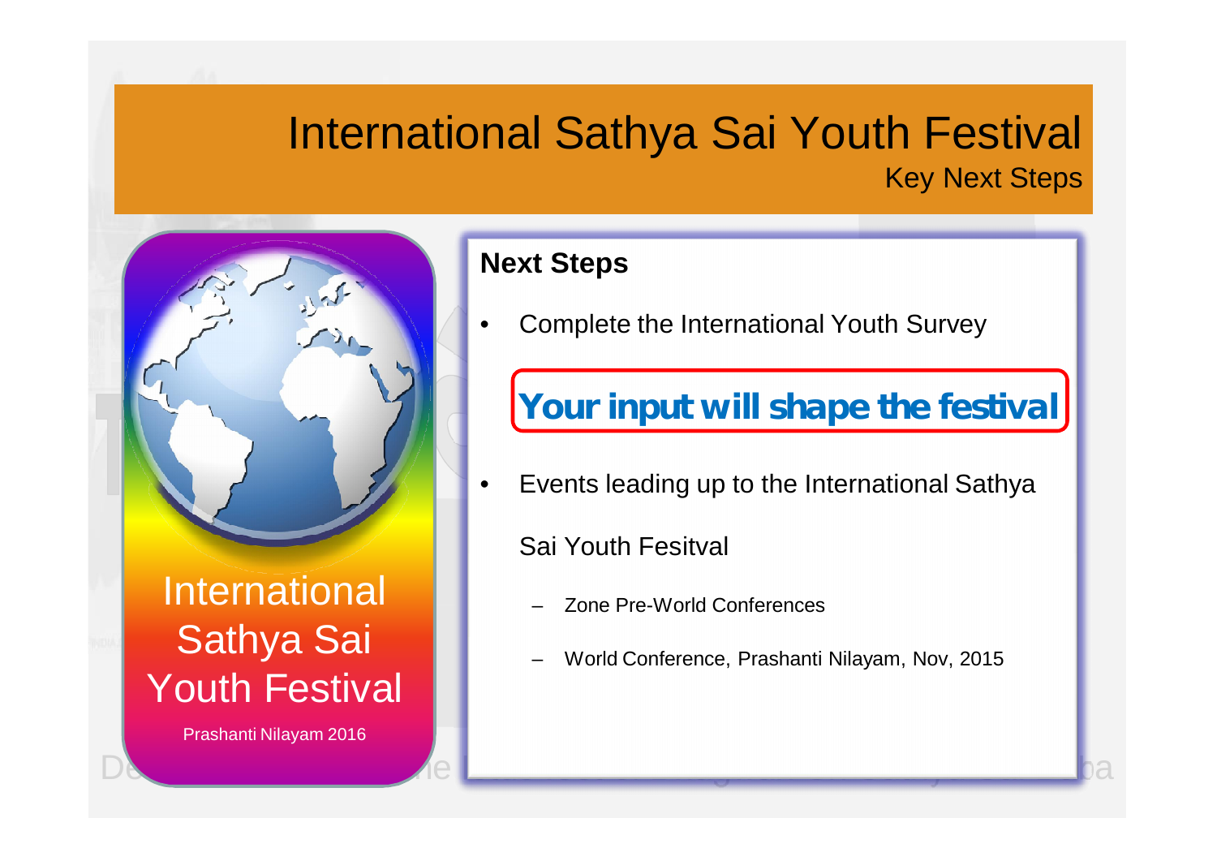# International Sathya Sai Youth Festival

## Key Next Steps

International Sathya Sai Youth Festival

Prashanti Nilayam 2016

### Next Steps

- Complete the International Youth Survey

**Your input will shape the festival**

- Events leading up to the International Sathya Sai Youth Fesitval
  - Zone Pre-World Conferences
  - World Conference, Prashanti Nilayam, Nov, 2015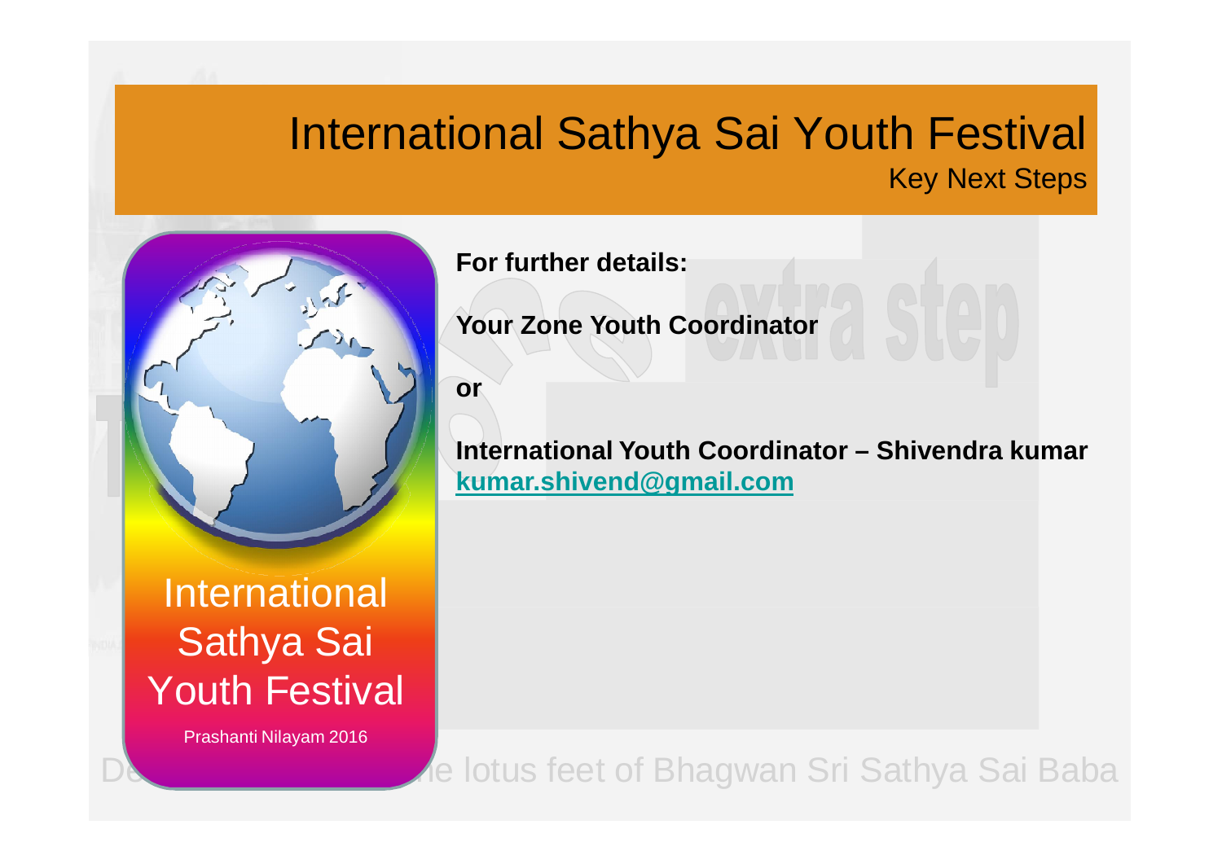# International Sathya Sai Youth Festival

## Key Next Steps

International Sathya Sai Youth Festival

Prashanti Nilayam 2016

**For further details:**

**Your Zone Youth Coordinator**

**or**

**International Youth Coordinator – Shivendra kumar**
**kumar.shivend@gmail.com**

De... the lotus feet of Bhagwan Sri Sathya Sai Baba